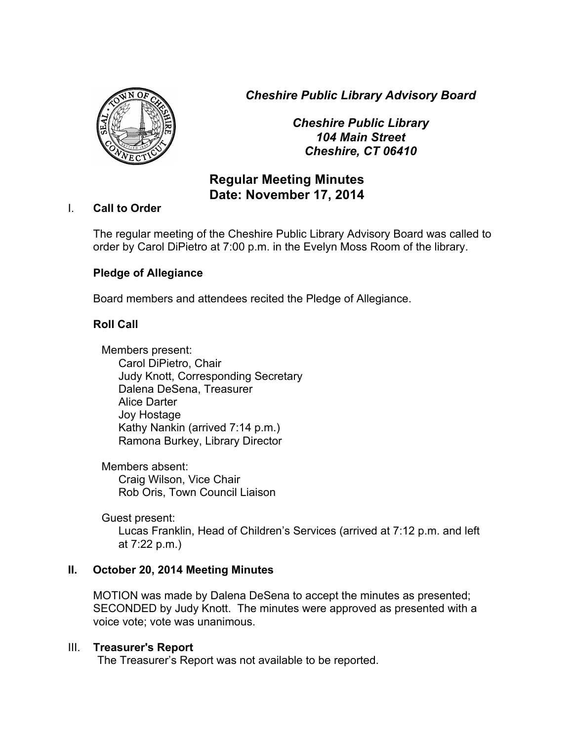*Cheshire Public Library Advisory Board*

*Cheshire Public Library*
*104 Main Street*
*Cheshire, CT 06410*

# Regular Meeting Minutes
# Date: November 17, 2014

## I. Call to Order

The regular meeting of the Cheshire Public Library Advisory Board was called to order by Carol DiPietro at 7:00 p.m. in the Evelyn Moss Room of the library.

### Pledge of Allegiance

Board members and attendees recited the Pledge of Allegiance.

### Roll Call

Members present:
- Carol DiPietro, Chair
- Judy Knott, Corresponding Secretary
- Dalena DeSena, Treasurer
- Alice Darter
- Joy Hostage
- Kathy Nankin (arrived 7:14 p.m.)
- Ramona Burkey, Library Director

Members absent:
- Craig Wilson, Vice Chair
- Rob Oris, Town Council Liaison

Guest present:
- Lucas Franklin, Head of Children's Services (arrived at 7:12 p.m. and left at 7:22 p.m.)

## II. October 20, 2014 Meeting Minutes

MOTION was made by Dalena DeSena to accept the minutes as presented; SECONDED by Judy Knott. The minutes were approved as presented with a voice vote; vote was unanimous.

## III. Treasurer's Report

The Treasurer's Report was not available to be reported.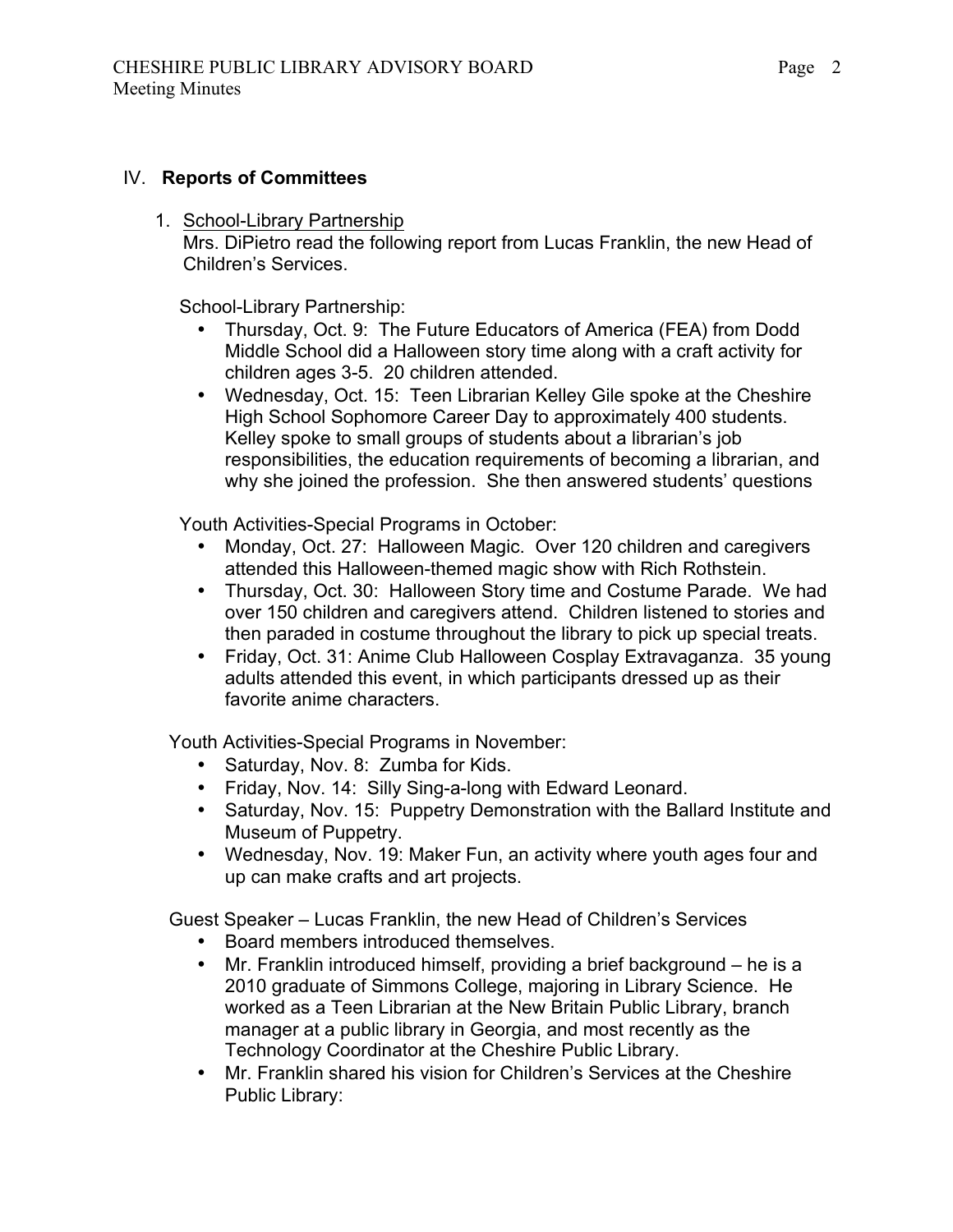## IV. **Reports of Committees**

1. <u>School-Library Partnership</u>
   Mrs. DiPietro read the following report from Lucas Franklin, the new Head of Children's Services.

   School-Library Partnership:
   - Thursday, Oct. 9: The Future Educators of America (FEA) from Dodd Middle School did a Halloween story time along with a craft activity for children ages 3-5. 20 children attended.
   - Wednesday, Oct. 15: Teen Librarian Kelley Gile spoke at the Cheshire High School Sophomore Career Day to approximately 400 students. Kelley spoke to small groups of students about a librarian's job responsibilities, the education requirements of becoming a librarian, and why she joined the profession. She then answered students' questions

   Youth Activities-Special Programs in October:
   - Monday, Oct. 27: Halloween Magic. Over 120 children and caregivers attended this Halloween-themed magic show with Rich Rothstein.
   - Thursday, Oct. 30: Halloween Story time and Costume Parade. We had over 150 children and caregivers attend. Children listened to stories and then paraded in costume throughout the library to pick up special treats.
   - Friday, Oct. 31: Anime Club Halloween Cosplay Extravaganza. 35 young adults attended this event, in which participants dressed up as their favorite anime characters.

   Youth Activities-Special Programs in November:
   - Saturday, Nov. 8: Zumba for Kids.
   - Friday, Nov. 14: Silly Sing-a-long with Edward Leonard.
   - Saturday, Nov. 15: Puppetry Demonstration with the Ballard Institute and Museum of Puppetry.
   - Wednesday, Nov. 19: Maker Fun, an activity where youth ages four and up can make crafts and art projects.

   Guest Speaker – Lucas Franklin, the new Head of Children's Services
   - Board members introduced themselves.
   - Mr. Franklin introduced himself, providing a brief background – he is a 2010 graduate of Simmons College, majoring in Library Science. He worked as a Teen Librarian at the New Britain Public Library, branch manager at a public library in Georgia, and most recently as the Technology Coordinator at the Cheshire Public Library.
   - Mr. Franklin shared his vision for Children's Services at the Cheshire Public Library: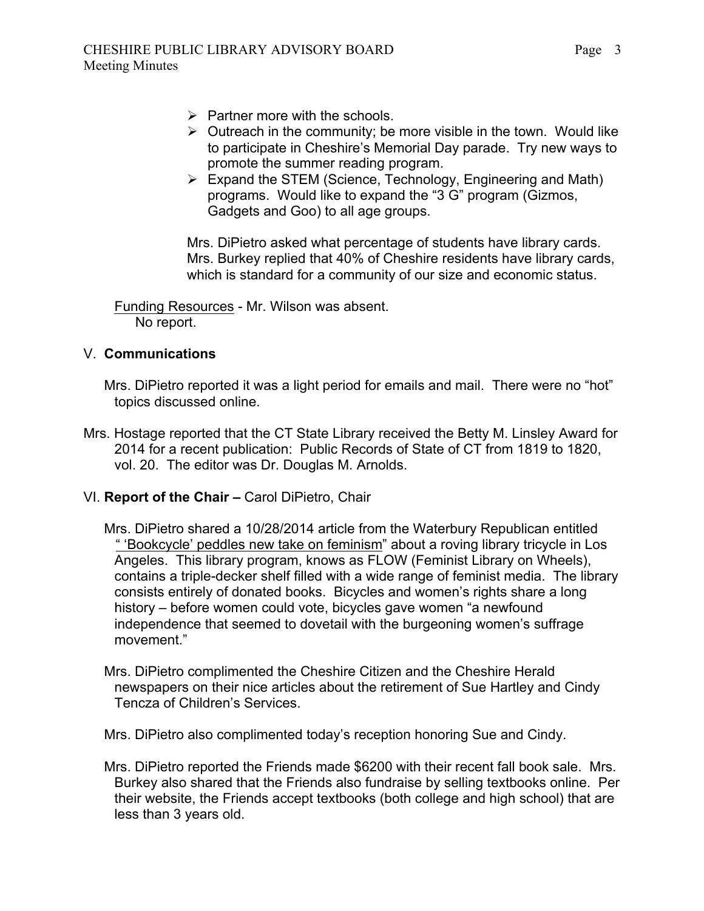- Partner more with the schools.
- Outreach in the community; be more visible in the town. Would like to participate in Cheshire's Memorial Day parade. Try new ways to promote the summer reading program.
- Expand the STEM (Science, Technology, Engineering and Math) programs. Would like to expand the "3 G" program (Gizmos, Gadgets and Goo) to all age groups.

Mrs. DiPietro asked what percentage of students have library cards. Mrs. Burkey replied that 40% of Cheshire residents have library cards, which is standard for a community of our size and economic status.

Funding Resources - Mr. Wilson was absent.
No report.

## V. **Communications**

Mrs. DiPietro reported it was a light period for emails and mail. There were no "hot" topics discussed online.

Mrs. Hostage reported that the CT State Library received the Betty M. Linsley Award for 2014 for a recent publication: Public Records of State of CT from 1819 to 1820, vol. 20. The editor was Dr. Douglas M. Arnolds.

## VI. **Report of the Chair –** Carol DiPietro, Chair

Mrs. DiPietro shared a 10/28/2014 article from the Waterbury Republican entitled " 'Bookcycle' peddles new take on feminism" about a roving library tricycle in Los Angeles. This library program, knows as FLOW (Feminist Library on Wheels), contains a triple-decker shelf filled with a wide range of feminist media. The library consists entirely of donated books. Bicycles and women's rights share a long history – before women could vote, bicycles gave women "a newfound independence that seemed to dovetail with the burgeoning women's suffrage movement."

Mrs. DiPietro complimented the Cheshire Citizen and the Cheshire Herald newspapers on their nice articles about the retirement of Sue Hartley and Cindy Tencza of Children's Services.

Mrs. DiPietro also complimented today's reception honoring Sue and Cindy.

Mrs. DiPietro reported the Friends made $6200 with their recent fall book sale. Mrs. Burkey also shared that the Friends also fundraise by selling textbooks online. Per their website, the Friends accept textbooks (both college and high school) that are less than 3 years old.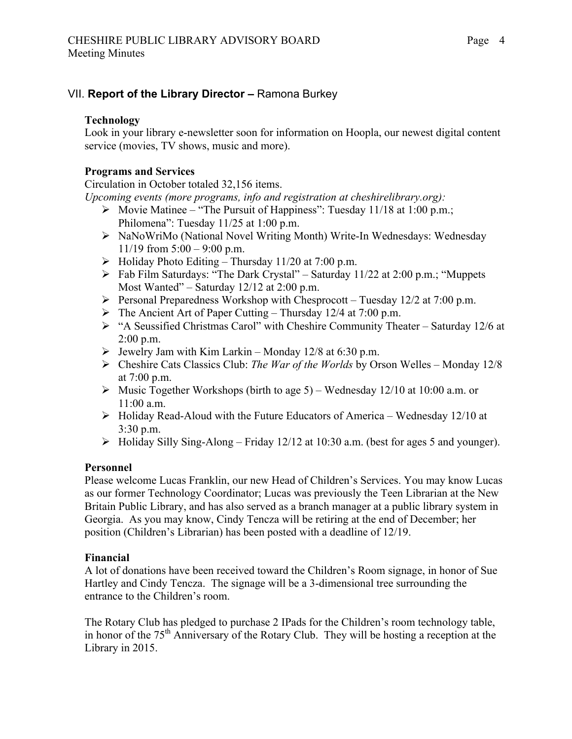## VII. **Report of the Library Director –** Ramona Burkey

### Technology

Look in your library e-newsletter soon for information on Hoopla, our newest digital content service (movies, TV shows, music and more).

### Programs and Services

Circulation in October totaled 32,156 items.

*Upcoming events (more programs, info and registration at cheshirelibrary.org):*

- Movie Matinee – "The Pursuit of Happiness": Tuesday 11/18 at 1:00 p.m.; Philomena": Tuesday 11/25 at 1:00 p.m.
- NaNoWriMo (National Novel Writing Month) Write-In Wednesdays: Wednesday 11/19 from 5:00 – 9:00 p.m.
- Holiday Photo Editing – Thursday 11/20 at 7:00 p.m.
- Fab Film Saturdays: "The Dark Crystal" – Saturday 11/22 at 2:00 p.m.; "Muppets Most Wanted" – Saturday 12/12 at 2:00 p.m.
- Personal Preparedness Workshop with Chesprocott – Tuesday 12/2 at 7:00 p.m.
- The Ancient Art of Paper Cutting – Thursday 12/4 at 7:00 p.m.
- "A Seussified Christmas Carol" with Cheshire Community Theater – Saturday 12/6 at 2:00 p.m.
- Jewelry Jam with Kim Larkin – Monday 12/8 at 6:30 p.m.
- Cheshire Cats Classics Club: *The War of the Worlds* by Orson Welles – Monday 12/8 at 7:00 p.m.
- Music Together Workshops (birth to age 5) – Wednesday 12/10 at 10:00 a.m. or 11:00 a.m.
- Holiday Read-Aloud with the Future Educators of America – Wednesday 12/10 at 3:30 p.m.
- Holiday Silly Sing-Along – Friday 12/12 at 10:30 a.m. (best for ages 5 and younger).

### Personnel

Please welcome Lucas Franklin, our new Head of Children's Services. You may know Lucas as our former Technology Coordinator; Lucas was previously the Teen Librarian at the New Britain Public Library, and has also served as a branch manager at a public library system in Georgia. As you may know, Cindy Tencza will be retiring at the end of December; her position (Children's Librarian) has been posted with a deadline of 12/19.

### Financial

A lot of donations have been received toward the Children's Room signage, in honor of Sue Hartley and Cindy Tencza. The signage will be a 3-dimensional tree surrounding the entrance to the Children's room.

The Rotary Club has pledged to purchase 2 IPads for the Children's room technology table, in honor of the 75th Anniversary of the Rotary Club. They will be hosting a reception at the Library in 2015.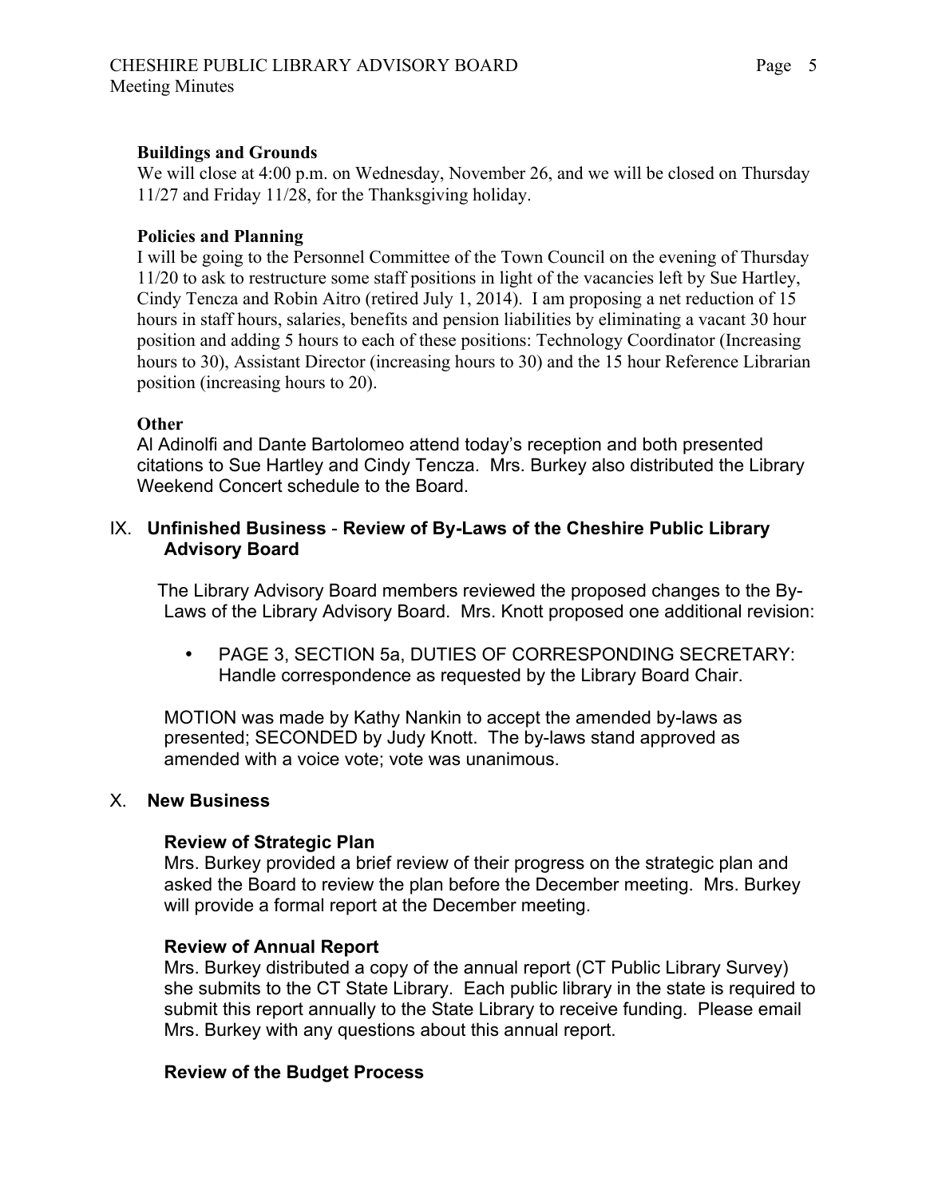### Buildings and Grounds

We will close at 4:00 p.m. on Wednesday, November 26, and we will be closed on Thursday 11/27 and Friday 11/28, for the Thanksgiving holiday.

### Policies and Planning

I will be going to the Personnel Committee of the Town Council on the evening of Thursday 11/20 to ask to restructure some staff positions in light of the vacancies left by Sue Hartley, Cindy Tencza and Robin Aitro (retired July 1, 2014). I am proposing a net reduction of 15 hours in staff hours, salaries, benefits and pension liabilities by eliminating a vacant 30 hour position and adding 5 hours to each of these positions: Technology Coordinator (Increasing hours to 30), Assistant Director (increasing hours to 30) and the 15 hour Reference Librarian position (increasing hours to 20).

### Other

Al Adinolfi and Dante Bartolomeo attend today's reception and both presented citations to Sue Hartley and Cindy Tencza. Mrs. Burkey also distributed the Library Weekend Concert schedule to the Board.

## IX. Unfinished Business - Review of By-Laws of the Cheshire Public Library Advisory Board

The Library Advisory Board members reviewed the proposed changes to the By-Laws of the Library Advisory Board. Mrs. Knott proposed one additional revision:

- PAGE 3, SECTION 5a, DUTIES OF CORRESPONDING SECRETARY: Handle correspondence as requested by the Library Board Chair.

MOTION was made by Kathy Nankin to accept the amended by-laws as presented; SECONDED by Judy Knott. The by-laws stand approved as amended with a voice vote; vote was unanimous.

## X. New Business

### Review of Strategic Plan

Mrs. Burkey provided a brief review of their progress on the strategic plan and asked the Board to review the plan before the December meeting. Mrs. Burkey will provide a formal report at the December meeting.

### Review of Annual Report

Mrs. Burkey distributed a copy of the annual report (CT Public Library Survey) she submits to the CT State Library. Each public library in the state is required to submit this report annually to the State Library to receive funding. Please email Mrs. Burkey with any questions about this annual report.

### Review of the Budget Process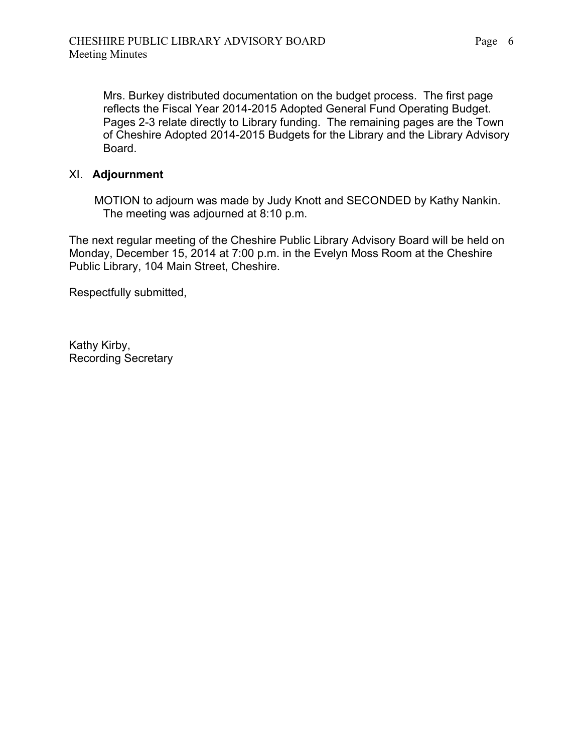Mrs. Burkey distributed documentation on the budget process. The first page reflects the Fiscal Year 2014-2015 Adopted General Fund Operating Budget. Pages 2-3 relate directly to Library funding. The remaining pages are the Town of Cheshire Adopted 2014-2015 Budgets for the Library and the Library Advisory Board.

## XI. **Adjournment**

MOTION to adjourn was made by Judy Knott and SECONDED by Kathy Nankin. The meeting was adjourned at 8:10 p.m.

The next regular meeting of the Cheshire Public Library Advisory Board will be held on Monday, December 15, 2014 at 7:00 p.m. in the Evelyn Moss Room at the Cheshire Public Library, 104 Main Street, Cheshire.

Respectfully submitted,

Kathy Kirby,
Recording Secretary